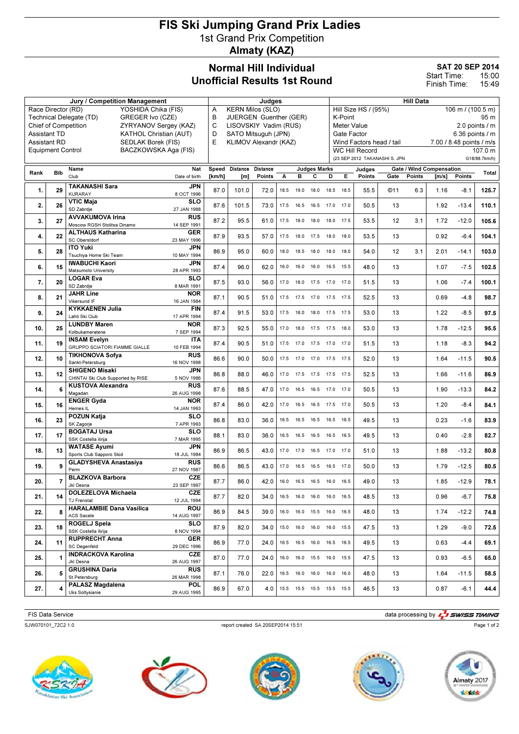# FIS Ski Jumping Grand Prix Ladies

1st Grand Prix Competition

**Almaty (KAZ)**

## Normal Hill Individual
## Unofficial Results 1st Round

**SAT 20 SEP 2014**

Start Time: 15:00
Finish Time: 15:49

| Jury / Competition Management | | Judges | | Hill Data | |
|---|---|---|---|---|---|
| Race Director (RD) | YOSHIDA Chika (FIS) | A | KERN Milos (SLO) | Hill Size HS / (95%) | 106 m / (100.5 m) |
| Technical Delegate (TD) | GREGER Ivo (CZE) | B | JUERGEN Guenther (GER) | K-Point | 95 m |
| Chief of Competition | ZYRYANOV Sergey (KAZ) | C | LISOVSKIY Vadim (RUS) | Meter Value | 2.0 points / m |
| Assistant TD | KATHOL Christian (AUT) | D | SATO Mitsuguh (JPN) | Gate Factor | 6.36 points / m |
| Assistant RD | SEDLAK Borek (FIS) | E | KLIMOV Alexandr (KAZ) | Wind Factors head / tail | 7.00 / 8.48 points / m/s |
| Equipment Control | BACZKOWSKA Aga (FIS) | | | WC Hill Record | 107.0 m |
| | | | | (23 SEP 2012 TAKANASHI S. JPN) | G18/88.7km/h) |

| Rank | Bib | Name / Club | Nat / Date of birth | Speed [km/h] | Distance [m] | Distance Points | A | B | C | D | E | Judges Points | Gate | Gate Points | Wind [m/s] | Wind Points | Total |
|---|---|---|---|---|---|---|---|---|---|---|---|---|---|---|---|---|---|
| 1. | 29 | TAKANASHI Sara / KURARAY | JPN / 8 OCT 1996 | 87.0 | 101.0 | 72.0 | 18.5 | 19.0 | 18.0 | 18.5 | 18.5 | 55.5 | ©11 | 6.3 | 1.16 | -8.1 | 125.7 |
| 2. | 26 | VTIC Maja / SD Zabrdje | SLO / 27 JAN 1988 | 87.6 | 101.5 | 73.0 | 17.5 | 16.5 | 16.5 | 17.0 | 17.0 | 50.5 | 13 | | 1.92 | -13.4 | 110.1 |
| 3. | 27 | AVVAKUMOVA Irina / Moscow RGSH Stolitsa Dinamo | RUS / 14 SEP 1991 | 87.2 | 95.5 | 61.0 | 17.5 | 18.0 | 18.0 | 18.0 | 17.5 | 53.5 | 12 | 3.1 | 1.72 | -12.0 | 105.6 |
| 4. | 22 | ALTHAUS Katharina / SC Oberstdorf | GER / 23 MAY 1996 | 87.9 | 93.5 | 57.0 | 17.5 | 18.0 | 17.5 | 18.0 | 18.0 | 53.5 | 13 | | 0.92 | -6.4 | 104.1 |
| 5. | 28 | ITO Yuki / Tsuchiya Home Ski Team | JPN / 10 MAY 1994 | 86.9 | 95.0 | 60.0 | 18.0 | 18.5 | 18.0 | 18.0 | 18.0 | 54.0 | 12 | 3.1 | 2.01 | -14.1 | 103.0 |
| 6. | 15 | IWABUCHI Kaori / Matsumoto University | JPN / 28 APR 1993 | 87.4 | 96.0 | 62.0 | 16.0 | 16.0 | 16.0 | 16.5 | 15.5 | 48.0 | 13 | | 1.07 | -7.5 | 102.5 |
| 7. | 20 | LOGAR Eva / SD Zabrdje | SLO / 8 MAR 1991 | 87.5 | 93.0 | 56.0 | 17.0 | 18.0 | 17.5 | 17.0 | 17.0 | 51.5 | 13 | | 1.06 | -7.4 | 100.1 |
| 8. | 21 | JAHR Line / Vikersund IF | NOR / 16 JAN 1984 | 87.1 | 90.5 | 51.0 | 17.5 | 17.5 | 17.0 | 17.5 | 17.5 | 52.5 | 13 | | 0.69 | -4.8 | 98.7 |
| 9. | 24 | KYKKAENEN Julia / Lahti Ski Club | FIN / 17 APR 1994 | 87.4 | 91.5 | 53.0 | 17.5 | 18.0 | 18.0 | 17.5 | 17.5 | 53.0 | 13 | | 1.22 | -8.5 | 97.5 |
| 10. | 25 | LUNDBY Maren / Kolbukameratene | NOR / 7 SEP 1994 | 87.3 | 92.5 | 55.0 | 17.0 | 18.0 | 17.5 | 17.5 | 18.0 | 53.0 | 13 | | 1.78 | -12.5 | 95.5 |
| 11. | 19 | INSAM Evelyn / GRUPPO SCIATORI FIAMME GIALLE | ITA / 10 FEB 1994 | 87.4 | 90.5 | 51.0 | 17.5 | 17.0 | 17.5 | 17.0 | 17.0 | 51.5 | 13 | | 1.18 | -8.3 | 94.2 |
| 12. | 10 | TIKHONOVA Sofya / Sankt-Petersburg | RUS / 16 NOV 1998 | 86.6 | 90.0 | 50.0 | 17.5 | 17.0 | 17.0 | 17.5 | 17.5 | 52.0 | 13 | | 1.64 | -11.5 | 90.5 |
| 13. | 12 | SHIGENO Misaki / CHINTAI Ski Club Supported by RISE | JPN / 5 NOV 1986 | 86.8 | 88.0 | 46.0 | 17.0 | 17.5 | 17.5 | 17.5 | 17.5 | 52.5 | 13 | | 1.66 | -11.6 | 86.9 |
| 14. | 6 | KUSTOVA Alexandra / Magadan | RUS / 26 AUG 1998 | 87.6 | 88.5 | 47.0 | 17.0 | 16.5 | 16.5 | 17.0 | 17.0 | 50.5 | 13 | | 1.90 | -13.3 | 84.2 |
| 15. | 16 | ENGER Gyda / Hernes IL | NOR / 14 JAN 1993 | 87.4 | 86.0 | 42.0 | 17.0 | 16.5 | 16.5 | 17.5 | 17.0 | 50.5 | 13 | | 1.20 | -8.4 | 84.1 |
| 16. | 23 | POZUN Katja / SK Zagorje | SLO / 7 APR 1993 | 86.8 | 83.0 | 36.0 | 16.5 | 16.5 | 16.5 | 16.5 | 16.5 | 49.5 | 13 | | 0.23 | -1.6 | 83.9 |
| 17. | 17 | BOGATAJ Ursa / SSK Costella ilirija | SLO / 7 MAR 1995 | 88.1 | 83.0 | 36.0 | 16.5 | 16.5 | 16.5 | 16.5 | 16.5 | 49.5 | 13 | | 0.40 | -2.8 | 82.7 |
| 18. | 13 | WATASE Ayumi / Sports Club Sapporo Skid | JPN / 18 JUL 1984 | 86.9 | 86.5 | 43.0 | 17.0 | 17.0 | 16.5 | 17.0 | 17.0 | 51.0 | 13 | | 1.88 | -13.2 | 80.8 |
| 19. | 9 | GLADYSHEVA Anastasiya / Perm | RUS / 27 NOV 1987 | 86.6 | 86.5 | 43.0 | 17.0 | 16.5 | 16.5 | 16.5 | 17.0 | 50.0 | 13 | | 1.79 | -12.5 | 80.5 |
| 20. | 7 | BLAZKOVA Barbora / Jkl Desna | CZE / 23 SEP 1997 | 87.7 | 86.0 | 42.0 | 16.0 | 16.5 | 16.5 | 16.0 | 16.5 | 49.0 | 13 | | 1.85 | -12.9 | 78.1 |
| 21. | 14 | DOLEZELOVA Michaela / TJ Frenstat | CZE / 12 JUL 1994 | 87.7 | 82.0 | 34.0 | 16.5 | 16.0 | 16.0 | 16.0 | 16.5 | 48.5 | 13 | | 0.96 | -6.7 | 75.8 |
| 22. | 8 | HARALAMBIE Dana Vasilica / ACS Sacele | ROU / 14 AUG 1997 | 86.9 | 84.5 | 39.0 | 16.0 | 16.0 | 15.5 | 16.0 | 16.5 | 48.0 | 13 | | 1.74 | -12.2 | 74.8 |
| 23. | 18 | ROGELJ Spela / SSK Costella Ilirija | SLO / 8 NOV 1994 | 87.9 | 82.0 | 34.0 | 15.0 | 16.0 | 16.0 | 16.0 | 15.5 | 47.5 | 13 | | 1.29 | -9.0 | 72.5 |
| 24. | 11 | RUPPRECHT Anna / SC Degenfeld | GER / 29 DEC 1996 | 86.9 | 77.0 | 24.0 | 16.5 | 16.5 | 16.0 | 16.5 | 16.5 | 49.5 | 13 | | 0.63 | -4.4 | 69.1 |
| 25. | 1 | INDRACKOVA Karolina / Jkl Desna | CZE / 26 AUG 1997 | 87.0 | 77.0 | 24.0 | 16.0 | 16.0 | 15.5 | 16.0 | 15.5 | 47.5 | 13 | | 0.93 | -6.5 | 65.0 |
| 26. | 5 | GRUSHINA Daria / St.Petersburg | RUS / 26 MAR 1998 | 87.1 | 76.0 | 22.0 | 16.5 | 16.0 | 16.0 | 16.0 | 16.0 | 48.0 | 13 | | 1.64 | -11.5 | 58.5 |
| 27. | 4 | PALASZ Magdalena / Uks Soltysianie | POL / 29 AUG 1995 | 86.9 | 67.0 | 4.0 | 15.5 | 15.5 | 15.5 | 15.5 | 15.5 | 46.5 | 13 | | 0.87 | -6.1 | 44.4 |

FIS Data Service — data processing by SWISS TIMING

SJW070101_72C2 1.0 — report created SA 20SEP2014 15:51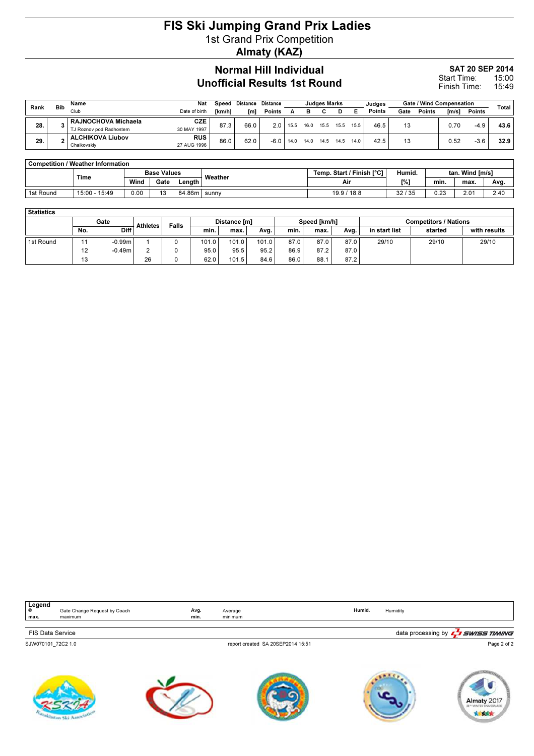# FIS Ski Jumping Grand Prix Ladies

1st Grand Prix Competition

**Almaty (KAZ)**

## Normal Hill Individual
## Unofficial Results 1st Round

**SAT 20 SEP 2014**
Start Time: 15:00
Finish Time: 15:49

| Rank | Bib | Name / Club | Nat / Date of birth | Speed [km/h] | Distance [m] | Distance Points | A | B | C | D | E | Judges Points | Gate | Gate Points | [m/s] | Wind Points | Total |
|---|---|---|---|---|---|---|---|---|---|---|---|---|---|---|---|---|---|
| 28. | 3 | RAJNOCHOVA Michaela / TJ Roznov pod Radhostem | CZE / 30 MAY 1997 | 87.3 | 66.0 | 2.0 | 15.5 | 16.0 | 15.5 | 15.5 | 15.5 | 46.5 | 13 | | 0.70 | -4.9 | 43.6 |
| 29. | 2 | ALCHIKOVA Liubov / Chaikovskiy | RUS / 27 AUG 1996 | 86.0 | 62.0 | -6.0 | 14.0 | 14.0 | 14.5 | 14.5 | 14.0 | 42.5 | 13 | | 0.52 | -3.6 | 32.9 |

### Competition / Weather Information

| | Time | Base Values Wind | Base Values Gate | Base Values Length | Weather | Temp. Start / Finish [°C] Air | Humid. [%] | tan. Wind [m/s] min. | max. | Avg. |
|---|---|---|---|---|---|---|---|---|---|---|
| 1st Round | 15:00 - 15:49 | 0.00 | 13 | 84.86m | sunny | 19.9 / 18.8 | 32 / 35 | 0.23 | 2.01 | 2.40 |

### Statistics

| | Gate No. | Gate Diff | Athletes | Falls | Distance [m] min. | max. | Avg. | Speed [km/h] min. | max. | Avg. | in start list | started | with results |
|---|---|---|---|---|---|---|---|---|---|---|---|---|---|
| 1st Round | 11 | -0.99m | 1 | 0 | 101.0 | 101.0 | 101.0 | 87.0 | 87.0 | 87.0 | 29/10 | 29/10 | 29/10 |
| | 12 | -0.49m | 2 | 0 | 95.0 | 95.5 | 95.2 | 86.9 | 87.2 | 87.0 | | | |
| | 13 | | 26 | 0 | 62.0 | 101.5 | 84.6 | 86.0 | 88.1 | 87.2 | | | |

**Legend**

| | | | | | |
|---|---|---|---|---|---|
| © | Gate Change Request by Coach | Avg. | Average | Humid. | Humidity |
| max. | maximum | min. | minimum | | |

FIS Data Service — data processing by SWISS TIMING

SJW070101_72C2 1.0 — report created SA 20SEP2014 15:51